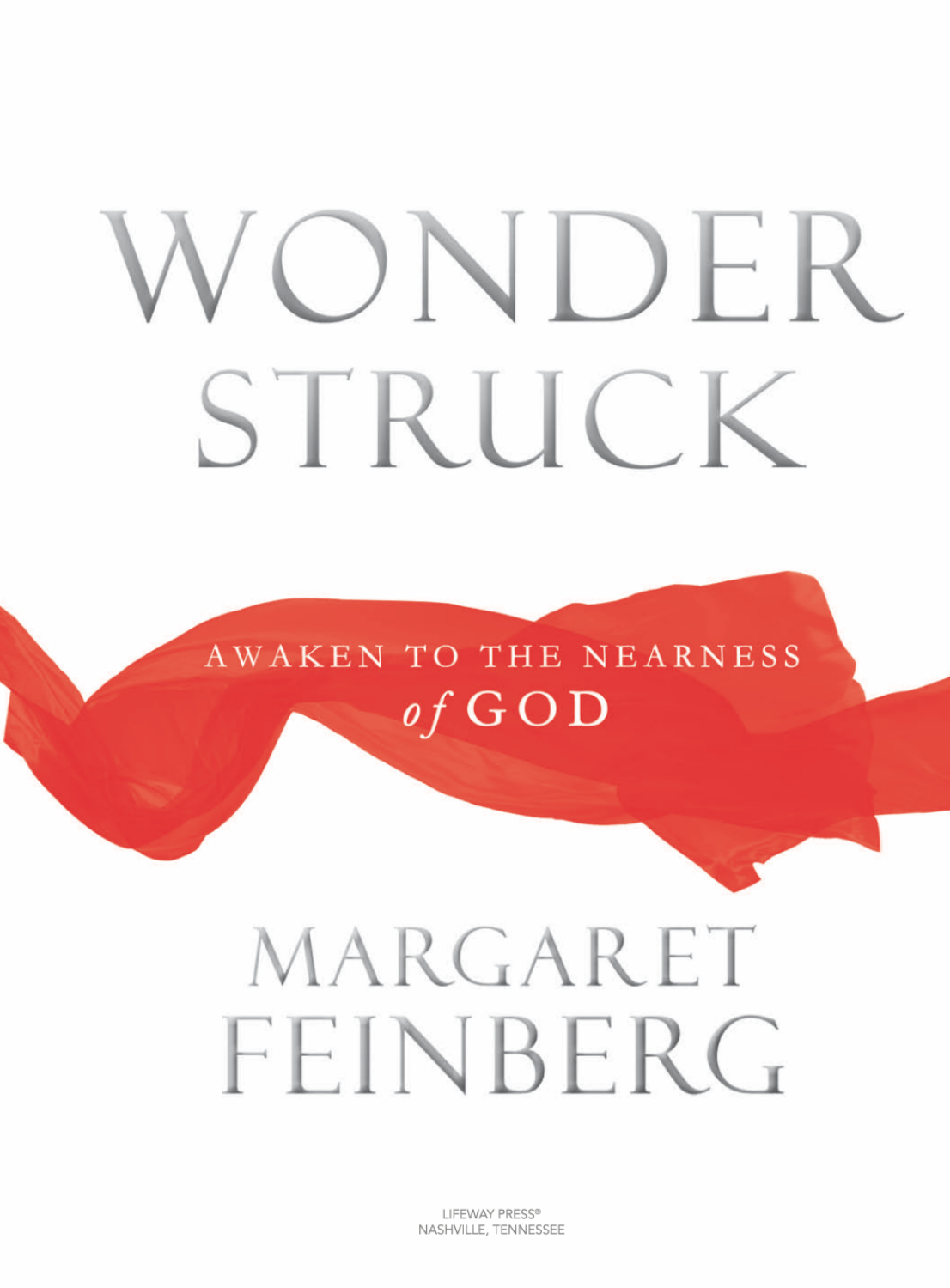# WONDER STRUCK

## AWAKEN TO THE NEARNESS *of* GOD

MARGARET FEINBERG

LIFEWAY PRESS®
NASHVILLE, TENNESSEE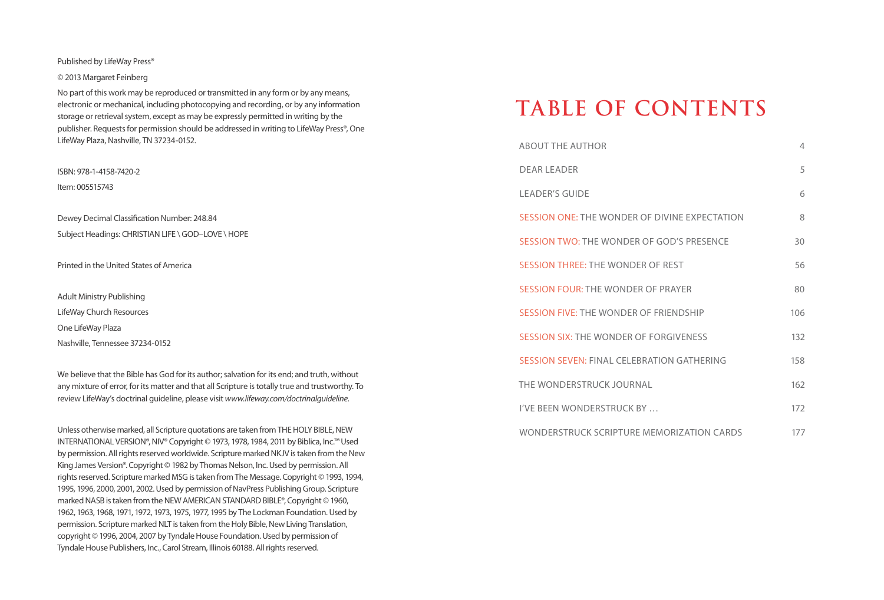Published by LifeWay Press®

© 2013 Margaret Feinberg

No part of this work may be reproduced or transmitted in any form or by any means, electronic or mechanical, including photocopying and recording, or by any information storage or retrieval system, except as may be expressly permitted in writing by the publisher. Requests for permission should be addressed in writing to LifeWay Press®, One LifeWay Plaza, Nashville, TN 37234-0152.

ISBN: 978-1-4158-7420-2

Item: 005515743

Dewey Decimal Classification Number: 248.84

Subject Headings: CHRISTIAN LIFE \ GOD–LOVE \ HOPE

Printed in the United States of America

Adult Ministry Publishing
LifeWay Church Resources
One LifeWay Plaza
Nashville, Tennessee 37234-0152

We believe that the Bible has God for its author; salvation for its end; and truth, without any mixture of error, for its matter and that all Scripture is totally true and trustworthy. To review LifeWay's doctrinal guideline, please visit *www.lifeway.com/doctrinalguideline.*

Unless otherwise marked, all Scripture quotations are taken from THE HOLY BIBLE, NEW INTERNATIONAL VERSION®, NIV® Copyright © 1973, 1978, 1984, 2011 by Biblica, Inc.™ Used by permission. All rights reserved worldwide. Scripture marked NKJV is taken from the New King James Version®. Copyright © 1982 by Thomas Nelson, Inc. Used by permission. All rights reserved. Scripture marked MSG is taken from The Message. Copyright © 1993, 1994, 1995, 1996, 2000, 2001, 2002. Used by permission of NavPress Publishing Group. Scripture marked NASB is taken from the NEW AMERICAN STANDARD BIBLE®, Copyright © 1960, 1962, 1963, 1968, 1971, 1972, 1973, 1975, 1977, 1995 by The Lockman Foundation. Used by permission. Scripture marked NLT is taken from the Holy Bible, New Living Translation, copyright © 1996, 2004, 2007 by Tyndale House Foundation. Used by permission of Tyndale House Publishers, Inc., Carol Stream, Illinois 60188. All rights reserved.

# TABLE OF CONTENTS

| | |
|---|---|
| ABOUT THE AUTHOR | 4 |
| DEAR LEADER | 5 |
| LEADER'S GUIDE | 6 |
| SESSION ONE: THE WONDER OF DIVINE EXPECTATION | 8 |
| SESSION TWO: THE WONDER OF GOD'S PRESENCE | 30 |
| SESSION THREE: THE WONDER OF REST | 56 |
| SESSION FOUR: THE WONDER OF PRAYER | 80 |
| SESSION FIVE: THE WONDER OF FRIENDSHIP | 106 |
| SESSION SIX: THE WONDER OF FORGIVENESS | 132 |
| SESSION SEVEN: FINAL CELEBRATION GATHERING | 158 |
| THE WONDERSTRUCK JOURNAL | 162 |
| I'VE BEEN WONDERSTRUCK BY … | 172 |
| WONDERSTRUCK SCRIPTURE MEMORIZATION CARDS | 177 |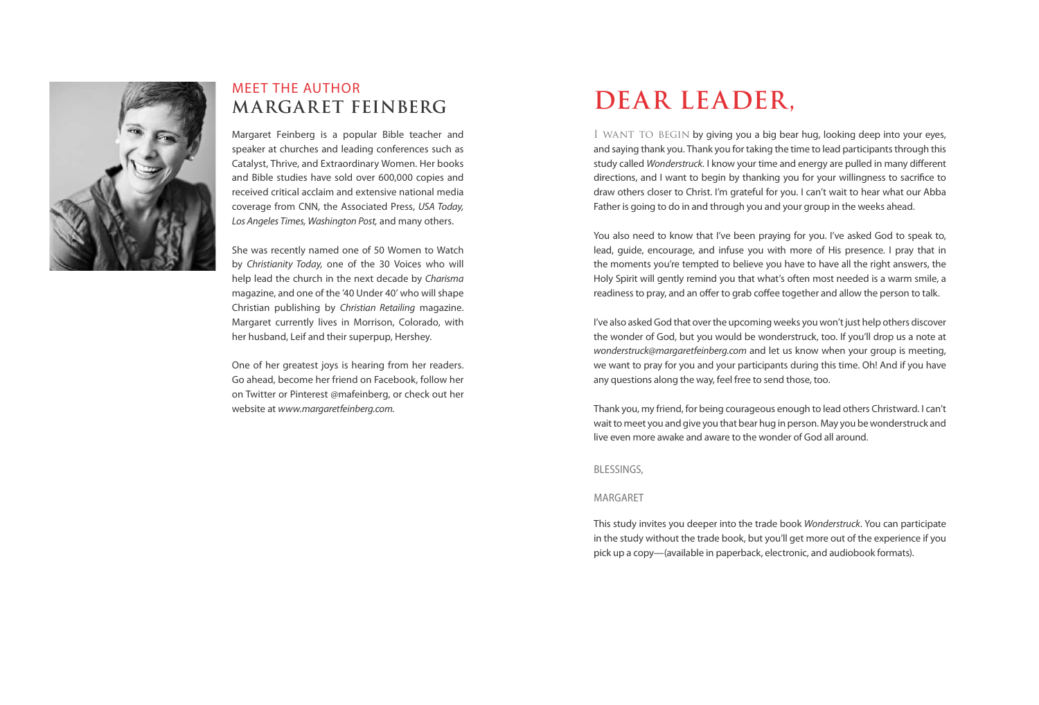## MEET THE AUTHOR
## MARGARET FEINBERG

Margaret Feinberg is a popular Bible teacher and speaker at churches and leading conferences such as Catalyst, Thrive, and Extraordinary Women. Her books and Bible studies have sold over 600,000 copies and received critical acclaim and extensive national media coverage from CNN, the Associated Press, *USA Today, Los Angeles Times, Washington Post,* and many others.

She was recently named one of 50 Women to Watch by *Christianity Today,* one of the 30 Voices who will help lead the church in the next decade by *Charisma* magazine, and one of the '40 Under 40' who will shape Christian publishing by *Christian Retailing* magazine. Margaret currently lives in Morrison, Colorado, with her husband, Leif and their superpup, Hershey.

One of her greatest joys is hearing from her readers. Go ahead, become her friend on Facebook, follow her on Twitter or Pinterest @mafeinberg, or check out her website at *www.margaretfeinberg.com.*

# DEAR LEADER,

I want to begin by giving you a big bear hug, looking deep into your eyes, and saying thank you. Thank you for taking the time to lead participants through this study called *Wonderstruck*. I know your time and energy are pulled in many different directions, and I want to begin by thanking you for your willingness to sacrifice to draw others closer to Christ. I'm grateful for you. I can't wait to hear what our Abba Father is going to do in and through you and your group in the weeks ahead.

You also need to know that I've been praying for you. I've asked God to speak to, lead, guide, encourage, and infuse you with more of His presence. I pray that in the moments you're tempted to believe you have to have all the right answers, the Holy Spirit will gently remind you that what's often most needed is a warm smile, a readiness to pray, and an offer to grab coffee together and allow the person to talk.

I've also asked God that over the upcoming weeks you won't just help others discover the wonder of God, but you would be wonderstruck, too. If you'll drop us a note at *wonderstruck@margaretfeinberg.com* and let us know when your group is meeting, we want to pray for you and your participants during this time. Oh! And if you have any questions along the way, feel free to send those, too.

Thank you, my friend, for being courageous enough to lead others Christward. I can't wait to meet you and give you that bear hug in person. May you be wonderstruck and live even more awake and aware to the wonder of God all around.

BLESSINGS,

MARGARET

This study invites you deeper into the trade book *Wonderstruck*. You can participate in the study without the trade book, but you'll get more out of the experience if you pick up a copy—(available in paperback, electronic, and audiobook formats).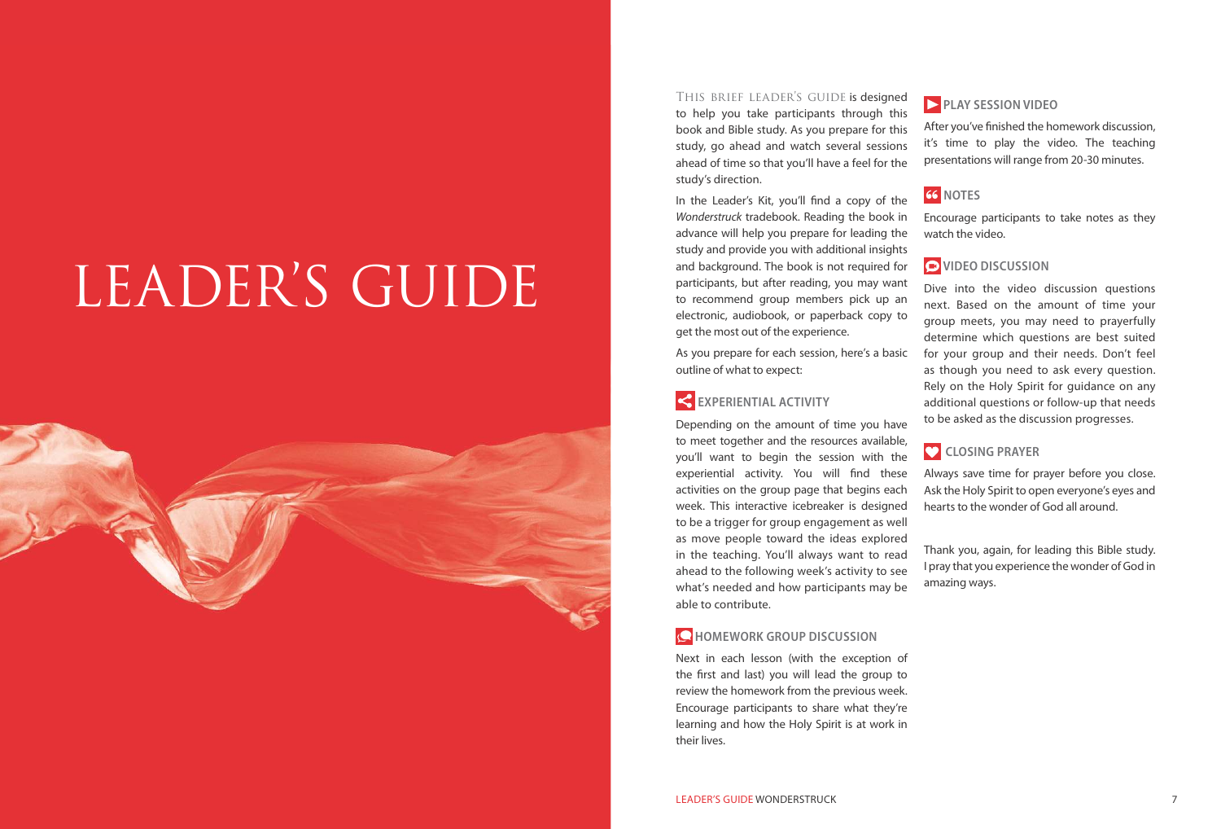# LEADER'S GUIDE

THIS BRIEF LEADER'S GUIDE is designed to help you take participants through this book and Bible study. As you prepare for this study, go ahead and watch several sessions ahead of time so that you'll have a feel for the study's direction.

In the Leader's Kit, you'll find a copy of the *Wonderstruck* tradebook. Reading the book in advance will help you prepare for leading the study and provide you with additional insights and background. The book is not required for participants, but after reading, you may want to recommend group members pick up an electronic, audiobook, or paperback copy to get the most out of the experience.

As you prepare for each session, here's a basic outline of what to expect:

### EXPERIENTIAL ACTIVITY

Depending on the amount of time you have to meet together and the resources available, you'll want to begin the session with the experiential activity. You will find these activities on the group page that begins each week. This interactive icebreaker is designed to be a trigger for group engagement as well as move people toward the ideas explored in the teaching. You'll always want to read ahead to the following week's activity to see what's needed and how participants may be able to contribute.

### HOMEWORK GROUP DISCUSSION

Next in each lesson (with the exception of the first and last) you will lead the group to review the homework from the previous week. Encourage participants to share what they're learning and how the Holy Spirit is at work in their lives.

### PLAY SESSION VIDEO

After you've finished the homework discussion, it's time to play the video. The teaching presentations will range from 20-30 minutes.

### NOTES

Encourage participants to take notes as they watch the video.

### VIDEO DISCUSSION

Dive into the video discussion questions next. Based on the amount of time your group meets, you may need to prayerfully determine which questions are best suited for your group and their needs. Don't feel as though you need to ask every question. Rely on the Holy Spirit for guidance on any additional questions or follow-up that needs to be asked as the discussion progresses.

### CLOSING PRAYER

Always save time for prayer before you close. Ask the Holy Spirit to open everyone's eyes and hearts to the wonder of God all around.

Thank you, again, for leading this Bible study. I pray that you experience the wonder of God in amazing ways.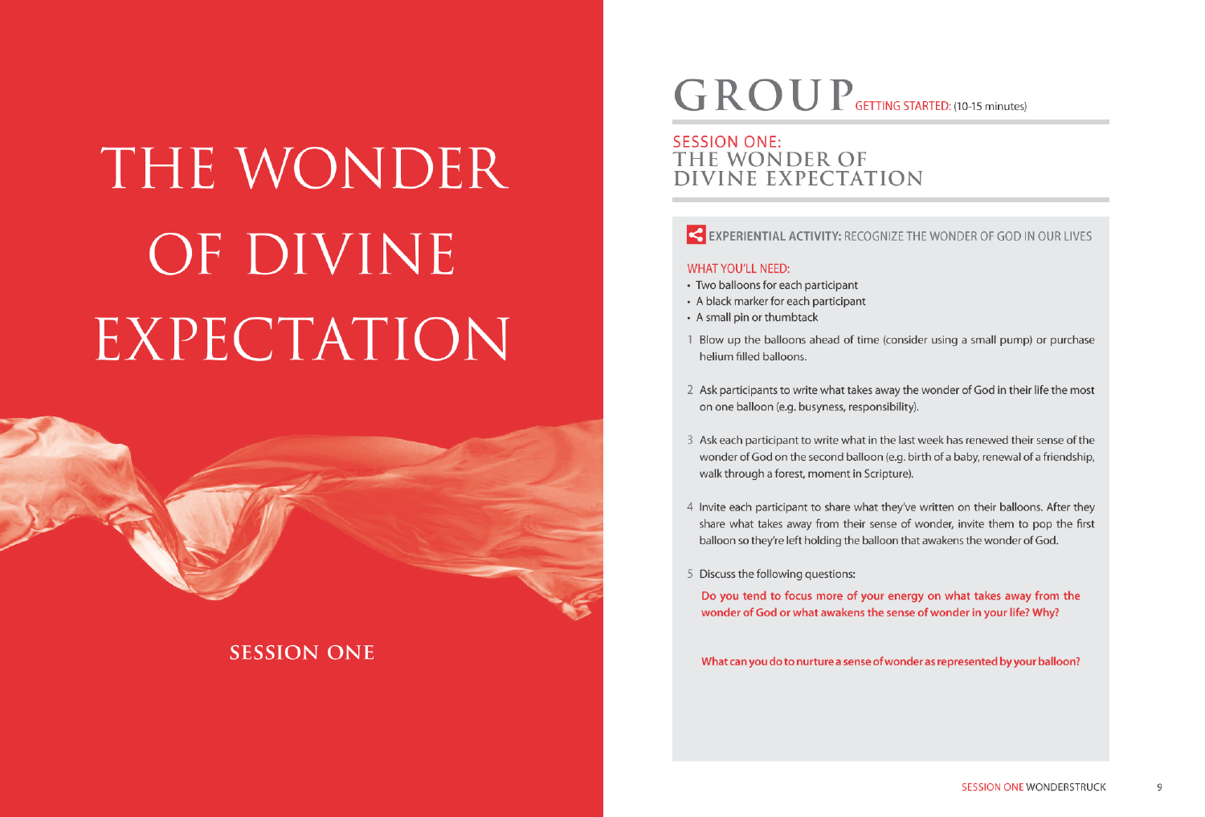# THE WONDER OF DIVINE EXPECTATION

SESSION ONE

# GROUP

GETTING STARTED: (10-15 minutes)

## SESSION ONE: THE WONDER OF DIVINE EXPECTATION

### EXPERIENTIAL ACTIVITY: RECOGNIZE THE WONDER OF GOD IN OUR LIVES

WHAT YOU'LL NEED:

- Two balloons for each participant
- A black marker for each participant
- A small pin or thumbtack

1. Blow up the balloons ahead of time (consider using a small pump) or purchase helium filled balloons.

2. Ask participants to write what takes away the wonder of God in their life the most on one balloon (e.g. busyness, responsibility).

3. Ask each participant to write what in the last week has renewed their sense of the wonder of God on the second balloon (e.g. birth of a baby, renewal of a friendship, walk through a forest, moment in Scripture).

4. Invite each participant to share what they've written on their balloons. After they share what takes away from their sense of wonder, invite them to pop the first balloon so they're left holding the balloon that awakens the wonder of God.

5. Discuss the following questions:

   Do you tend to focus more of your energy on what takes away from the wonder of God or what awakens the sense of wonder in your life? Why?

   What can you do to nurture a sense of wonder as represented by your balloon?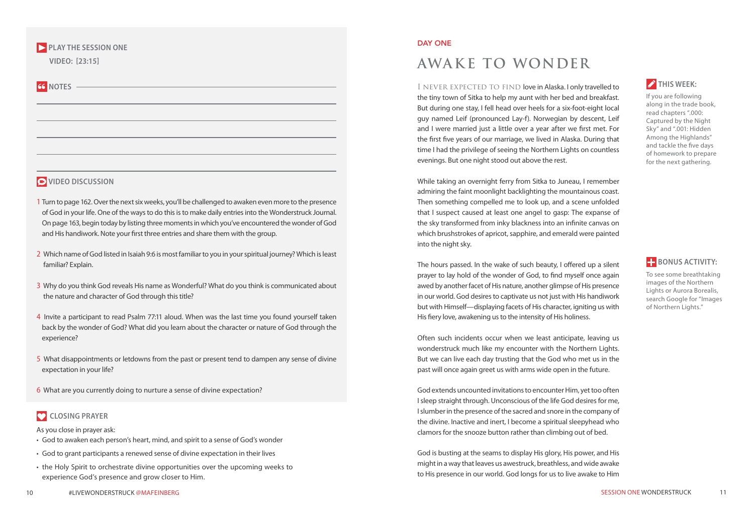## PLAY THE SESSION ONE VIDEO: [23:15]

## NOTES

## VIDEO DISCUSSION

1. Turn to page 162. Over the next six weeks, you'll be challenged to awaken even more to the presence of God in your life. One of the ways to do this is to make daily entries into the Wonderstruck Journal. On page 163, begin today by listing three moments in which you've encountered the wonder of God and His handiwork. Note your first three entries and share them with the group.
2. Which name of God listed in Isaiah 9:6 is most familiar to you in your spiritual journey? Which is least familiar? Explain.
3. Why do you think God reveals His name as Wonderful? What do you think is communicated about the nature and character of God through this title?
4. Invite a participant to read Psalm 77:11 aloud. When was the last time you found yourself taken back by the wonder of God? What did you learn about the character or nature of God through the experience?
5. What disappointments or letdowns from the past or present tend to dampen any sense of divine expectation in your life?
6. What are you currently doing to nurture a sense of divine expectation?

## CLOSING PRAYER

As you close in prayer ask:

- God to awaken each person's heart, mind, and spirit to a sense of God's wonder
- God to grant participants a renewed sense of divine expectation in their lives
- the Holy Spirit to orchestrate divine opportunities over the upcoming weeks to experience God's presence and grow closer to Him.

DAY ONE

# AWAKE TO WONDER

I NEVER EXPECTED TO FIND love in Alaska. I only travelled to the tiny town of Sitka to help my aunt with her bed and breakfast. But during one stay, I fell head over heels for a six-foot-eight local guy named Leif (pronounced Lay-f). Norwegian by descent, Leif and I were married just a little over a year after we first met. For the first five years of our marriage, we lived in Alaska. During that time I had the privilege of seeing the Northern Lights on countless evenings. But one night stood out above the rest.

While taking an overnight ferry from Sitka to Juneau, I remember admiring the faint moonlight backlighting the mountainous coast. Then something compelled me to look up, and a scene unfolded that I suspect caused at least one angel to gasp: The expanse of the sky transformed from inky blackness into an infinite canvas on which brushstrokes of apricot, sapphire, and emerald were painted into the night sky.

The hours passed. In the wake of such beauty, I offered up a silent prayer to lay hold of the wonder of God, to find myself once again awed by another facet of His nature, another glimpse of His presence in our world. God desires to captivate us not just with His handiwork but with Himself—displaying facets of His character, igniting us with His fiery love, awakening us to the intensity of His holiness.

Often such incidents occur when we least anticipate, leaving us wonderstruck much like my encounter with the Northern Lights. But we can live each day trusting that the God who met us in the past will once again greet us with arms wide open in the future.

God extends uncounted invitations to encounter Him, yet too often I sleep straight through. Unconscious of the life God desires for me, I slumber in the presence of the sacred and snore in the company of the divine. Inactive and inert, I become a spiritual sleepyhead who clamors for the snooze button rather than climbing out of bed.

God is busting at the seams to display His glory, His power, and His might in a way that leaves us awestruck, breathless, and wide awake to His presence in our world. God longs for us to live awake to Him

### THIS WEEK:

If you are following along in the trade book, read chapters ".000: Captured by the Night Sky" and ".001: Hidden Among the Highlands" and tackle the five days of homework to prepare for the next gathering.

### BONUS ACTIVITY:

To see some breathtaking images of the Northern Lights or Aurora Borealis, search Google for "Images of Northern Lights."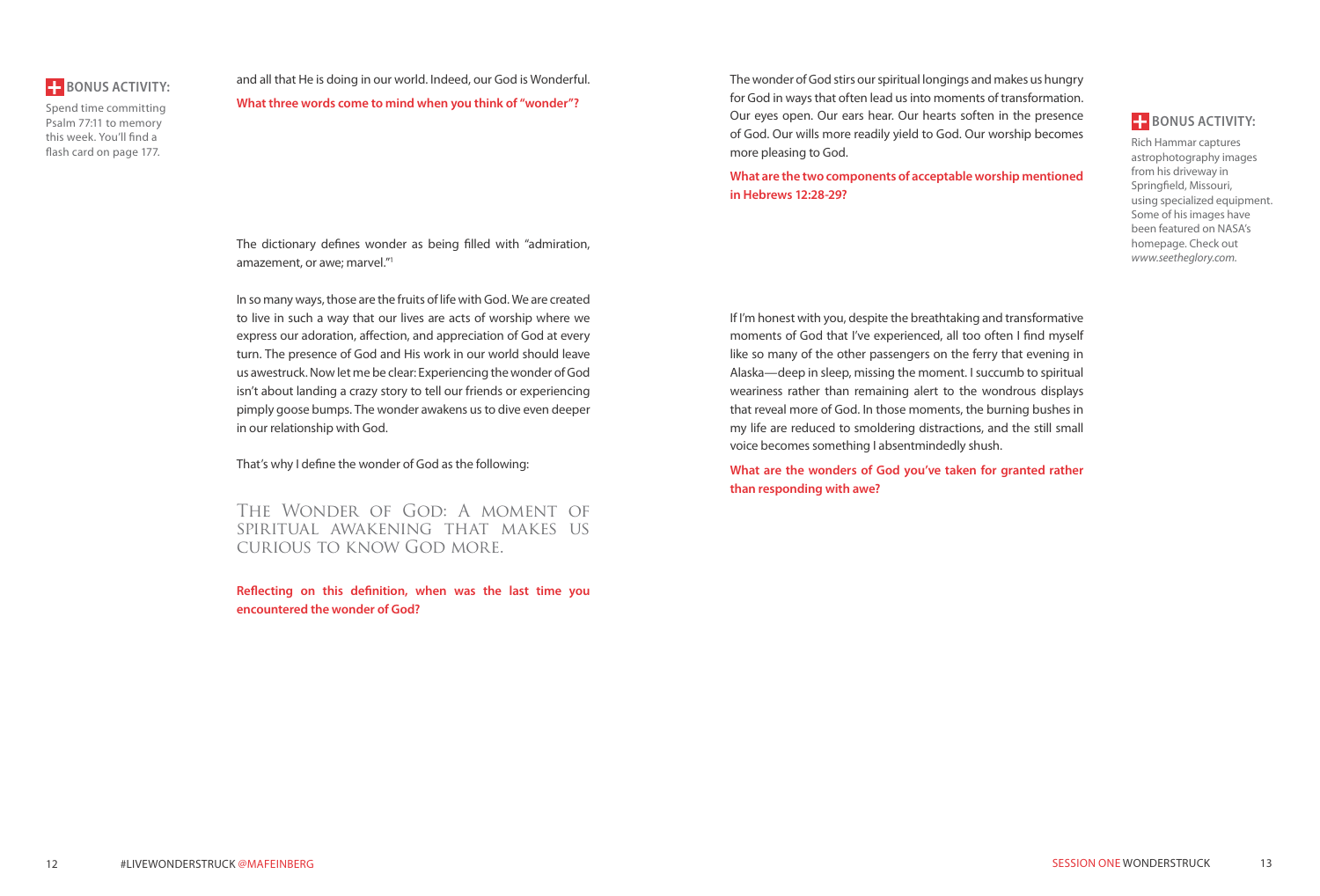**BONUS ACTIVITY:**

Spend time committing Psalm 77:11 to memory this week. You'll find a flash card on page 177.

and all that He is doing in our world. Indeed, our God is Wonderful.

**What three words come to mind when you think of "wonder"?**

The dictionary defines wonder as being filled with "admiration, amazement, or awe; marvel."[1]

In so many ways, those are the fruits of life with God. We are created to live in such a way that our lives are acts of worship where we express our adoration, affection, and appreciation of God at every turn. The presence of God and His work in our world should leave us awestruck. Now let me be clear: Experiencing the wonder of God isn't about landing a crazy story to tell our friends or experiencing pimply goose bumps. The wonder awakens us to dive even deeper in our relationship with God.

That's why I define the wonder of God as the following:

THE WONDER OF GOD: A MOMENT OF SPIRITUAL AWAKENING THAT MAKES US CURIOUS TO KNOW GOD MORE.

**Reflecting on this definition, when was the last time you encountered the wonder of God?**

The wonder of God stirs our spiritual longings and makes us hungry for God in ways that often lead us into moments of transformation. Our eyes open. Our ears hear. Our hearts soften in the presence of God. Our wills more readily yield to God. Our worship becomes more pleasing to God.

**What are the two components of acceptable worship mentioned in Hebrews 12:28-29?**

**BONUS ACTIVITY:**

Rich Hammar captures astrophotography images from his driveway in Springfield, Missouri, using specialized equipment. Some of his images have been featured on NASA's homepage. Check out *www.seetheglory.com.*

If I'm honest with you, despite the breathtaking and transformative moments of God that I've experienced, all too often I find myself like so many of the other passengers on the ferry that evening in Alaska—deep in sleep, missing the moment. I succumb to spiritual weariness rather than remaining alert to the wondrous displays that reveal more of God. In those moments, the burning bushes in my life are reduced to smoldering distractions, and the still small voice becomes something I absentmindedly shush.

**What are the wonders of God you've taken for granted rather than responding with awe?**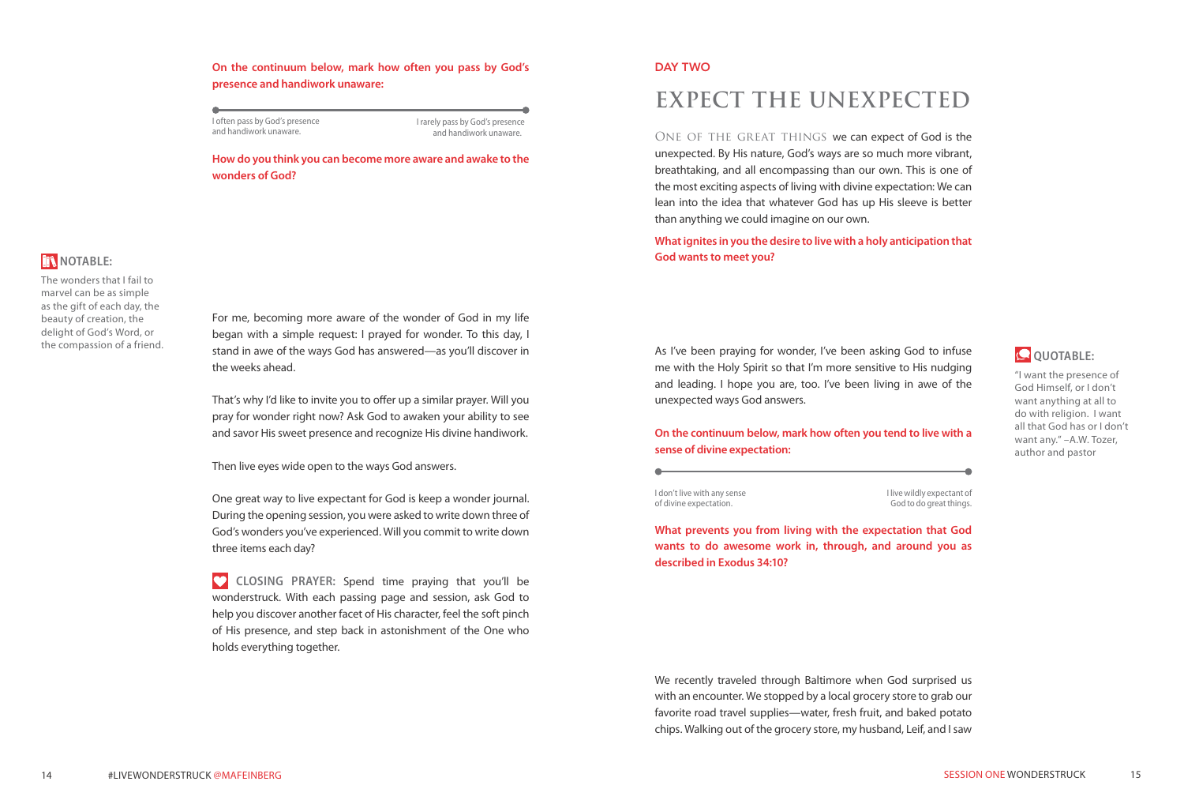**On the continuum below, mark how often you pass by God's presence and handiwork unaware:**

I often pass by God's presence and handiwork unaware. ——————————— I rarely pass by God's presence and handiwork unaware.

**How do you think you can become more aware and awake to the wonders of God?**

**NOTABLE:**

The wonders that I fail to marvel can be as simple as the gift of each day, the beauty of creation, the delight of God's Word, or the compassion of a friend.

For me, becoming more aware of the wonder of God in my life began with a simple request: I prayed for wonder. To this day, I stand in awe of the ways God has answered—as you'll discover in the weeks ahead.

That's why I'd like to invite you to offer up a similar prayer. Will you pray for wonder right now? Ask God to awaken your ability to see and savor His sweet presence and recognize His divine handiwork.

Then live eyes wide open to the ways God answers.

One great way to live expectant for God is keep a wonder journal. During the opening session, you were asked to write down three of God's wonders you've experienced. Will you commit to write down three items each day?

**CLOSING PRAYER:** Spend time praying that you'll be wonderstruck. With each passing page and session, ask God to help you discover another facet of His character, feel the soft pinch of His presence, and step back in astonishment of the One who holds everything together.

## DAY TWO

# EXPECT THE UNEXPECTED

One of the great things we can expect of God is the unexpected. By His nature, God's ways are so much more vibrant, breathtaking, and all encompassing than our own. This is one of the most exciting aspects of living with divine expectation: We can lean into the idea that whatever God has up His sleeve is better than anything we could imagine on our own.

**What ignites in you the desire to live with a holy anticipation that God wants to meet you?**

As I've been praying for wonder, I've been asking God to infuse me with the Holy Spirit so that I'm more sensitive to His nudging and leading. I hope you are, too. I've been living in awe of the unexpected ways God answers.

**QUOTABLE:**

"I want the presence of God Himself, or I don't want anything at all to do with religion. I want all that God has or I don't want any." –A.W. Tozer, author and pastor

**On the continuum below, mark how often you tend to live with a sense of divine expectation:**

I don't live with any sense of divine expectation. ——————————— I live wildly expectant of God to do great things.

**What prevents you from living with the expectation that God wants to do awesome work in, through, and around you as described in Exodus 34:10?**

We recently traveled through Baltimore when God surprised us with an encounter. We stopped by a local grocery store to grab our favorite road travel supplies—water, fresh fruit, and baked potato chips. Walking out of the grocery store, my husband, Leif, and I saw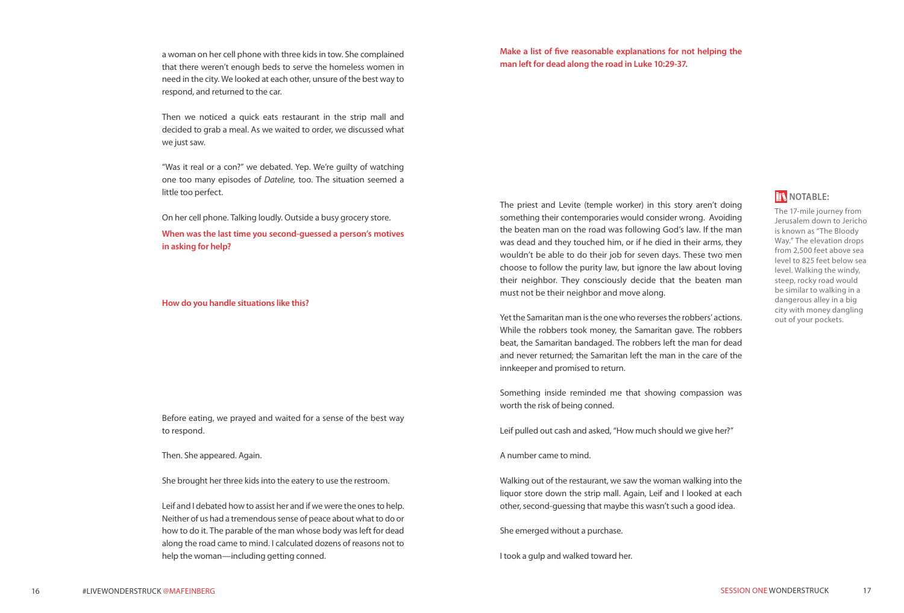a woman on her cell phone with three kids in tow. She complained that there weren't enough beds to serve the homeless women in need in the city. We looked at each other, unsure of the best way to respond, and returned to the car.

Then we noticed a quick eats restaurant in the strip mall and decided to grab a meal. As we waited to order, we discussed what we just saw.

"Was it real or a con?" we debated. Yep. We're guilty of watching one too many episodes of *Dateline,* too. The situation seemed a little too perfect.

On her cell phone. Talking loudly. Outside a busy grocery store.

**When was the last time you second-guessed a person's motives in asking for help?**

**How do you handle situations like this?**

Before eating, we prayed and waited for a sense of the best way to respond.

Then. She appeared. Again.

She brought her three kids into the eatery to use the restroom.

Leif and I debated how to assist her and if we were the ones to help. Neither of us had a tremendous sense of peace about what to do or how to do it. The parable of the man whose body was left for dead along the road came to mind. I calculated dozens of reasons not to help the woman—including getting conned.

**Make a list of five reasonable explanations for not helping the man left for dead along the road in Luke 10:29-37.**

The priest and Levite (temple worker) in this story aren't doing something their contemporaries would consider wrong. Avoiding the beaten man on the road was following God's law. If the man was dead and they touched him, or if he died in their arms, they wouldn't be able to do their job for seven days. These two men choose to follow the purity law, but ignore the law about loving their neighbor. They consciously decide that the beaten man must not be their neighbor and move along.

Yet the Samaritan man is the one who reverses the robbers' actions. While the robbers took money, the Samaritan gave. The robbers beat, the Samaritan bandaged. The robbers left the man for dead and never returned; the Samaritan left the man in the care of the innkeeper and promised to return.

Something inside reminded me that showing compassion was worth the risk of being conned.

Leif pulled out cash and asked, "How much should we give her?"

A number came to mind.

Walking out of the restaurant, we saw the woman walking into the liquor store down the strip mall. Again, Leif and I looked at each other, second-guessing that maybe this wasn't such a good idea.

She emerged without a purchase.

I took a gulp and walked toward her.

**NOTABLE:**

The 17-mile journey from Jerusalem down to Jericho is known as "The Bloody Way." The elevation drops from 2,500 feet above sea level to 825 feet below sea level. Walking the windy, steep, rocky road would be similar to walking in a dangerous alley in a big city with money dangling out of your pockets.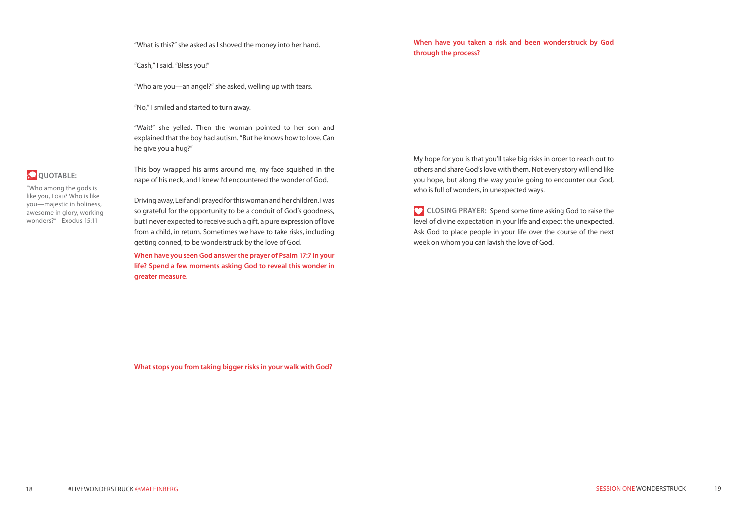"What is this?" she asked as I shoved the money into her hand.

"Cash," I said. "Bless you!"

"Who are you—an angel?" she asked, welling up with tears.

"No," I smiled and started to turn away.

"Wait!" she yelled. Then the woman pointed to her son and explained that the boy had autism. "But he knows how to love. Can he give you a hug?"

This boy wrapped his arms around me, my face squished in the nape of his neck, and I knew I'd encountered the wonder of God.

**QUOTABLE:**

"Who among the gods is like you, LORD? Who is like you—majestic in holiness, awesome in glory, working wonders?" –Exodus 15:11

Driving away, Leif and I prayed for this woman and her children. I was so grateful for the opportunity to be a conduit of God's goodness, but I never expected to receive such a gift, a pure expression of love from a child, in return. Sometimes we have to take risks, including getting conned, to be wonderstruck by the love of God.

**When have you seen God answer the prayer of Psalm 17:7 in your life? Spend a few moments asking God to reveal this wonder in greater measure.**

**What stops you from taking bigger risks in your walk with God?**

**When have you taken a risk and been wonderstruck by God through the process?**

My hope for you is that you'll take big risks in order to reach out to others and share God's love with them. Not every story will end like you hope, but along the way you're going to encounter our God, who is full of wonders, in unexpected ways.

**CLOSING PRAYER:** Spend some time asking God to raise the level of divine expectation in your life and expect the unexpected. Ask God to place people in your life over the course of the next week on whom you can lavish the love of God.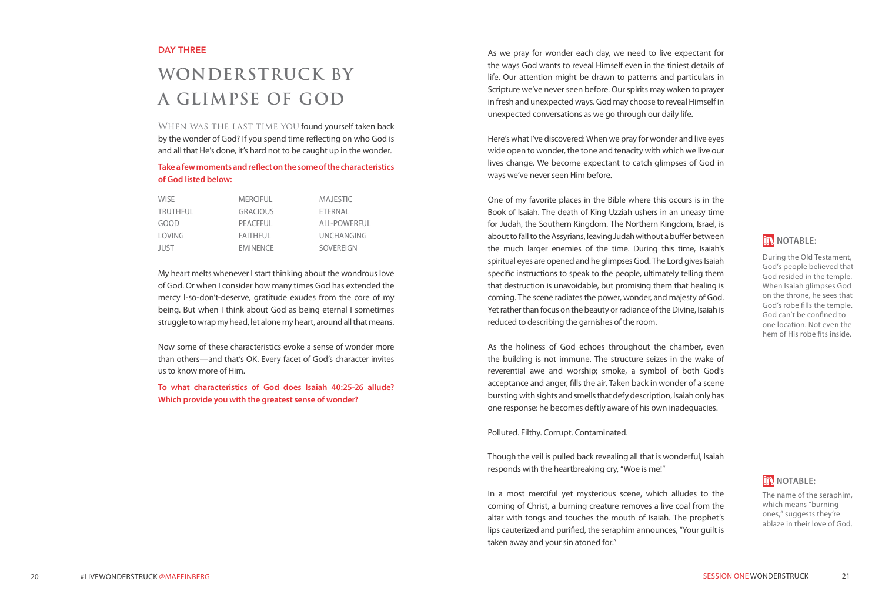DAY THREE

# WONDERSTRUCK BY A GLIMPSE OF GOD

WHEN WAS THE LAST TIME YOU found yourself taken back by the wonder of God? If you spend time reflecting on who God is and all that He's done, it's hard not to be caught up in the wonder.

**Take a few moments and reflect on the some of the characteristics of God listed below:**

| | | |
|---|---|---|
| WISE | MERCIFUL | MAJESTIC |
| TRUTHFUL | GRACIOUS | ETERNAL |
| GOOD | PEACEFUL | ALL-POWERFUL |
| LOVING | FAITHFUL | UNCHANGING |
| JUST | EMINENCE | SOVEREIGN |

My heart melts whenever I start thinking about the wondrous love of God. Or when I consider how many times God has extended the mercy I-so-don't-deserve, gratitude exudes from the core of my being. But when I think about God as being eternal I sometimes struggle to wrap my head, let alone my heart, around all that means.

Now some of these characteristics evoke a sense of wonder more than others—and that's OK. Every facet of God's character invites us to know more of Him.

**To what characteristics of God does Isaiah 40:25-26 allude? Which provide you with the greatest sense of wonder?**

As we pray for wonder each day, we need to live expectant for the ways God wants to reveal Himself even in the tiniest details of life. Our attention might be drawn to patterns and particulars in Scripture we've never seen before. Our spirits may waken to prayer in fresh and unexpected ways. God may choose to reveal Himself in unexpected conversations as we go through our daily life.

Here's what I've discovered: When we pray for wonder and live eyes wide open to wonder, the tone and tenacity with which we live our lives change. We become expectant to catch glimpses of God in ways we've never seen Him before.

One of my favorite places in the Bible where this occurs is in the Book of Isaiah. The death of King Uzziah ushers in an uneasy time for Judah, the Southern Kingdom. The Northern Kingdom, Israel, is about to fall to the Assyrians, leaving Judah without a buffer between the much larger enemies of the time. During this time, Isaiah's spiritual eyes are opened and he glimpses God. The Lord gives Isaiah specific instructions to speak to the people, ultimately telling them that destruction is unavoidable, but promising them that healing is coming. The scene radiates the power, wonder, and majesty of God. Yet rather than focus on the beauty or radiance of the Divine, Isaiah is reduced to describing the garnishes of the room.

**NOTABLE:** During the Old Testament, God's people believed that God resided in the temple. When Isaiah glimpses God on the throne, he sees that God's robe fills the temple. God can't be confined to one location. Not even the hem of His robe fits inside.

As the holiness of God echoes throughout the chamber, even the building is not immune. The structure seizes in the wake of reverential awe and worship; smoke, a symbol of both God's acceptance and anger, fills the air. Taken back in wonder of a scene bursting with sights and smells that defy description, Isaiah only has one response: he becomes deftly aware of his own inadequacies.

Polluted. Filthy. Corrupt. Contaminated.

Though the veil is pulled back revealing all that is wonderful, Isaiah responds with the heartbreaking cry, "Woe is me!"

In a most merciful yet mysterious scene, which alludes to the coming of Christ, a burning creature removes a live coal from the altar with tongs and touches the mouth of Isaiah. The prophet's lips cauterized and purified, the seraphim announces, "Your guilt is taken away and your sin atoned for."

**NOTABLE:** The name of the seraphim, which means "burning ones," suggests they're ablaze in their love of God.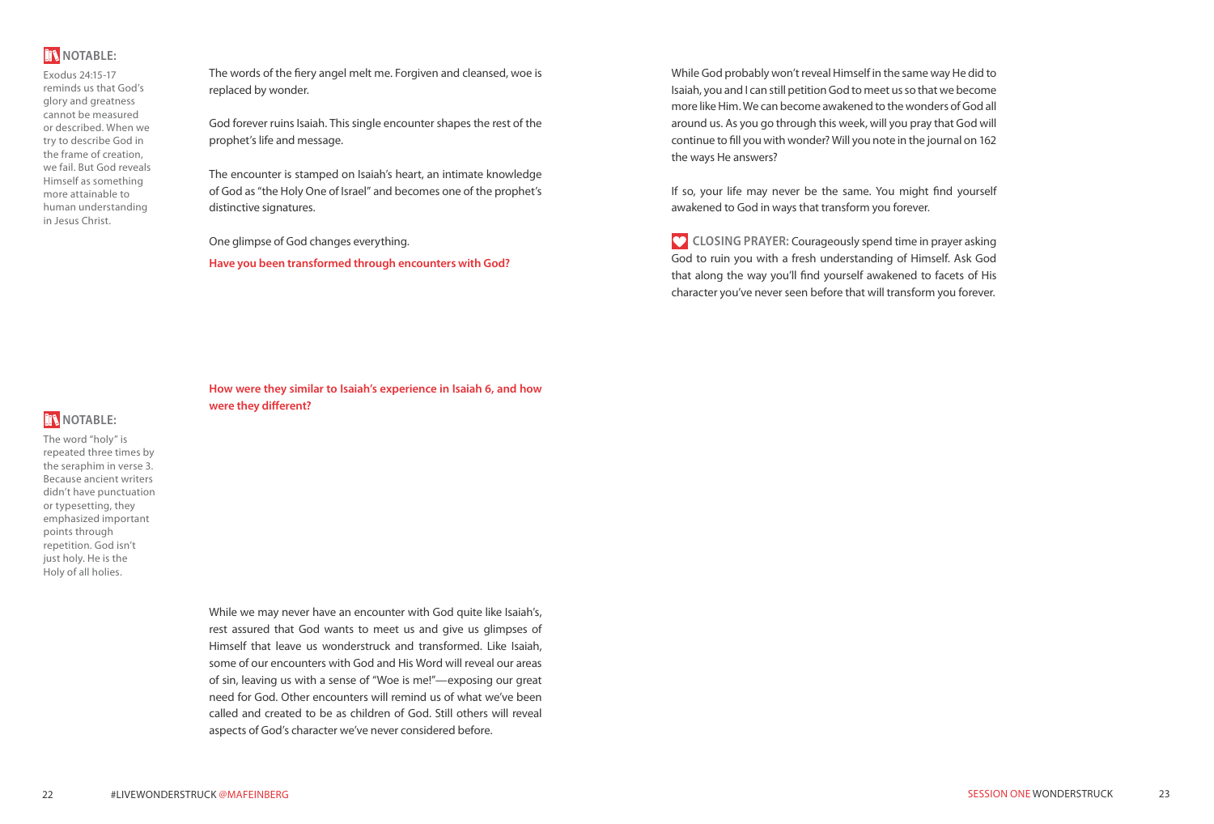**NOTABLE:**

Exodus 24:15-17 reminds us that God's glory and greatness cannot be measured or described. When we try to describe God in the frame of creation, we fail. But God reveals Himself as something more attainable to human understanding in Jesus Christ.

The words of the fiery angel melt me. Forgiven and cleansed, woe is replaced by wonder.

God forever ruins Isaiah. This single encounter shapes the rest of the prophet's life and message.

The encounter is stamped on Isaiah's heart, an intimate knowledge of God as "the Holy One of Israel" and becomes one of the prophet's distinctive signatures.

One glimpse of God changes everything.

**Have you been transformed through encounters with God?**

**How were they similar to Isaiah's experience in Isaiah 6, and how were they different?**

**NOTABLE:**

The word "holy" is repeated three times by the seraphim in verse 3. Because ancient writers didn't have punctuation or typesetting, they emphasized important points through repetition. God isn't just holy. He is the Holy of all holies.

While we may never have an encounter with God quite like Isaiah's, rest assured that God wants to meet us and give us glimpses of Himself that leave us wonderstruck and transformed. Like Isaiah, some of our encounters with God and His Word will reveal our areas of sin, leaving us with a sense of "Woe is me!"—exposing our great need for God. Other encounters will remind us of what we've been called and created to be as children of God. Still others will reveal aspects of God's character we've never considered before.

While God probably won't reveal Himself in the same way He did to Isaiah, you and I can still petition God to meet us so that we become more like Him. We can become awakened to the wonders of God all around us. As you go through this week, will you pray that God will continue to fill you with wonder? Will you note in the journal on 162 the ways He answers?

If so, your life may never be the same. You might find yourself awakened to God in ways that transform you forever.

**CLOSING PRAYER:** Courageously spend time in prayer asking God to ruin you with a fresh understanding of Himself. Ask God that along the way you'll find yourself awakened to facets of His character you've never seen before that will transform you forever.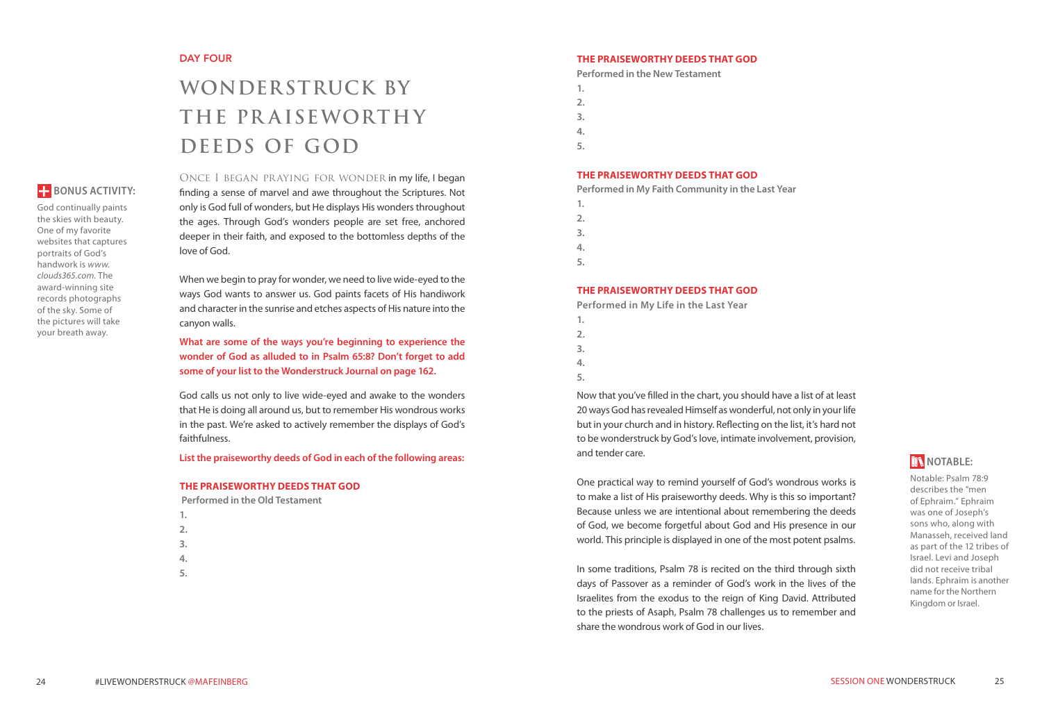DAY FOUR

# WONDERSTRUCK BY THE PRAISEWORTHY DEEDS OF GOD

**BONUS ACTIVITY:**

God continually paints the skies with beauty. One of my favorite websites that captures portraits of God's handiwork is *www.clouds365.com*. The award-winning site records photographs of the sky. Some of the pictures will take your breath away.

ONCE I BEGAN PRAYING FOR WONDER in my life, I began finding a sense of marvel and awe throughout the Scriptures. Not only is God full of wonders, but He displays His wonders throughout the ages. Through God's wonders people are set free, anchored deeper in their faith, and exposed to the bottomless depths of the love of God.

When we begin to pray for wonder, we need to live wide-eyed to the ways God wants to answer us. God paints facets of His handiwork and character in the sunrise and etches aspects of His nature into the canyon walls.

**What are some of the ways you're beginning to experience the wonder of God as alluded to in Psalm 65:8? Don't forget to add some of your list to the Wonderstruck Journal on page 162.**

God calls us not only to live wide-eyed and awake to the wonders that He is doing all around us, but to remember His wondrous works in the past. We're asked to actively remember the displays of God's faithfulness.

**List the praiseworthy deeds of God in each of the following areas:**

**THE PRAISEWORTHY DEEDS THAT GOD**
**Performed in the Old Testament**

1.
2.
3.
4.
5.

**THE PRAISEWORTHY DEEDS THAT GOD**
**Performed in the New Testament**

1.
2.
3.
4.
5.

**THE PRAISEWORTHY DEEDS THAT GOD**
**Performed in My Faith Community in the Last Year**

1.
2.
3.
4.
5.

**THE PRAISEWORTHY DEEDS THAT GOD**
**Performed in My Life in the Last Year**

1.
2.
3.
4.
5.

Now that you've filled in the chart, you should have a list of at least 20 ways God has revealed Himself as wonderful, not only in your life but in your church and in history. Reflecting on the list, it's hard not to be wonderstruck by God's love, intimate involvement, provision, and tender care.

One practical way to remind yourself of God's wondrous works is to make a list of His praiseworthy deeds. Why is this so important? Because unless we are intentional about remembering the deeds of God, we become forgetful about God and His presence in our world. This principle is displayed in one of the most potent psalms.

In some traditions, Psalm 78 is recited on the third through sixth days of Passover as a reminder of God's work in the lives of the Israelites from the exodus to the reign of King David. Attributed to the priests of Asaph, Psalm 78 challenges us to remember and share the wondrous work of God in our lives.

**NOTABLE:**

Notable: Psalm 78:9 describes the "men of Ephraim." Ephraim was one of Joseph's sons who, along with Manasseh, received land as part of the 12 tribes of Israel. Levi and Joseph did not receive tribal lands. Ephraim is another name for the Northern Kingdom or Israel.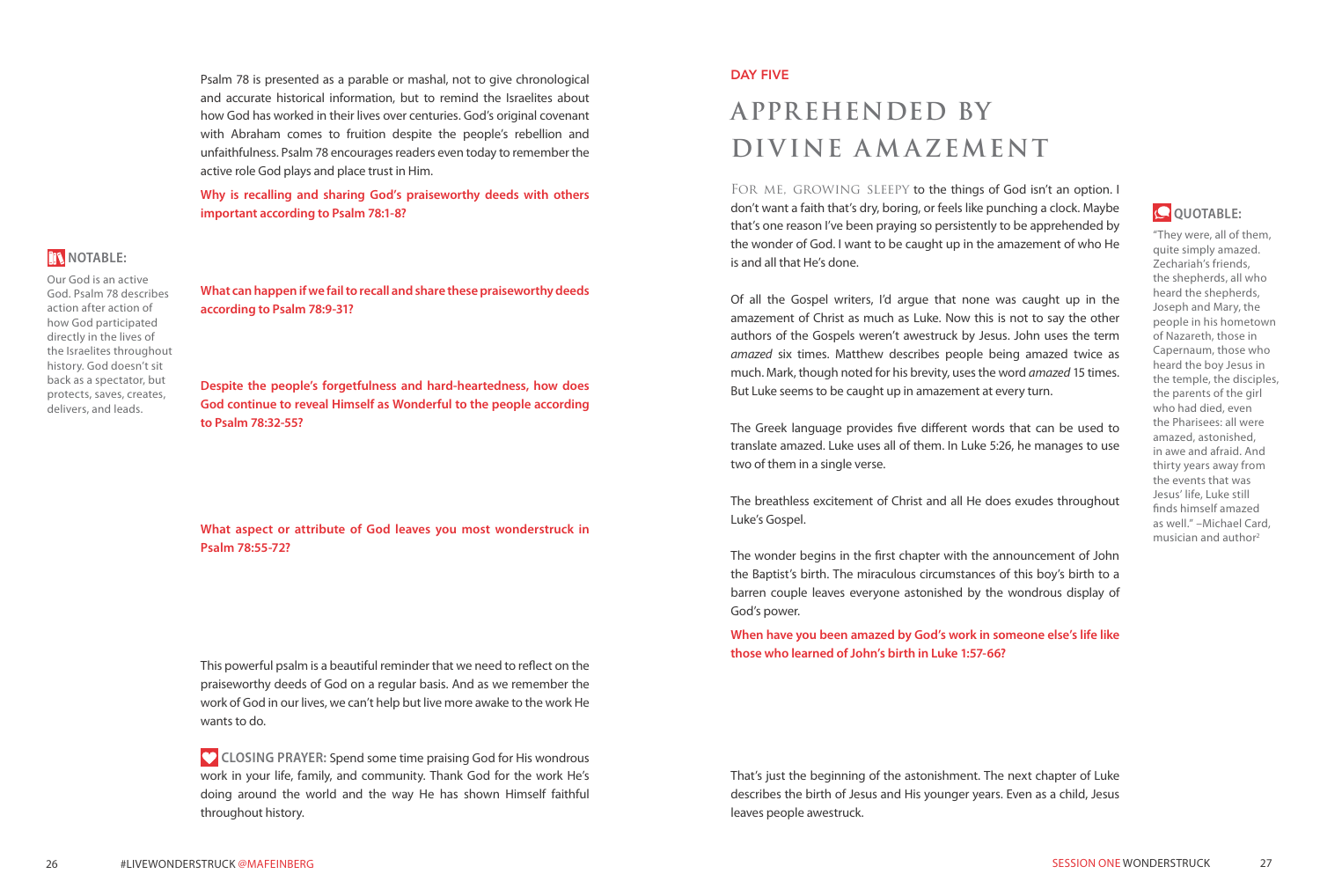Psalm 78 is presented as a parable or mashal, not to give chronological and accurate historical information, but to remind the Israelites about how God has worked in their lives over centuries. God's original covenant with Abraham comes to fruition despite the people's rebellion and unfaithfulness. Psalm 78 encourages readers even today to remember the active role God plays and place trust in Him.

**Why is recalling and sharing God's praiseworthy deeds with others important according to Psalm 78:1-8?**

**NOTABLE:**

Our God is an active God. Psalm 78 describes action after action of how God participated directly in the lives of the Israelites throughout history. God doesn't sit back as a spectator, but protects, saves, creates, delivers, and leads.

**What can happen if we fail to recall and share these praiseworthy deeds according to Psalm 78:9-31?**

**Despite the people's forgetfulness and hard-heartedness, how does God continue to reveal Himself as Wonderful to the people according to Psalm 78:32-55?**

**What aspect or attribute of God leaves you most wonderstruck in Psalm 78:55-72?**

This powerful psalm is a beautiful reminder that we need to reflect on the praiseworthy deeds of God on a regular basis. And as we remember the work of God in our lives, we can't help but live more awake to the work He wants to do.

**CLOSING PRAYER:** Spend some time praising God for His wondrous work in your life, family, and community. Thank God for the work He's doing around the world and the way He has shown Himself faithful throughout history.

DAY FIVE

# APPREHENDED BY DIVINE AMAZEMENT

FOR ME, GROWING SLEEPY to the things of God isn't an option. I don't want a faith that's dry, boring, or feels like punching a clock. Maybe that's one reason I've been praying so persistently to be apprehended by the wonder of God. I want to be caught up in the amazement of who He is and all that He's done.

Of all the Gospel writers, I'd argue that none was caught up in the amazement of Christ as much as Luke. Now this is not to say the other authors of the Gospels weren't awestruck by Jesus. John uses the term *amazed* six times. Matthew describes people being amazed twice as much. Mark, though noted for his brevity, uses the word *amazed* 15 times. But Luke seems to be caught up in amazement at every turn.

The Greek language provides five different words that can be used to translate amazed. Luke uses all of them. In Luke 5:26, he manages to use two of them in a single verse.

The breathless excitement of Christ and all He does exudes throughout Luke's Gospel.

The wonder begins in the first chapter with the announcement of John the Baptist's birth. The miraculous circumstances of this boy's birth to a barren couple leaves everyone astonished by the wondrous display of God's power.

**When have you been amazed by God's work in someone else's life like those who learned of John's birth in Luke 1:57-66?**

That's just the beginning of the astonishment. The next chapter of Luke describes the birth of Jesus and His younger years. Even as a child, Jesus leaves people awestruck.

**QUOTABLE:**

"They were, all of them, quite simply amazed. Zechariah's friends, the shepherds, all who heard the shepherds, Joseph and Mary, the people in his hometown of Nazareth, those in Capernaum, those who heard the boy Jesus in the temple, the disciples, the parents of the girl who had died, even the Pharisees: all were amazed, astonished, in awe and afraid. And thirty years away from the events that was Jesus' life, Luke still finds himself amazed as well." –Michael Card, musician and author[2]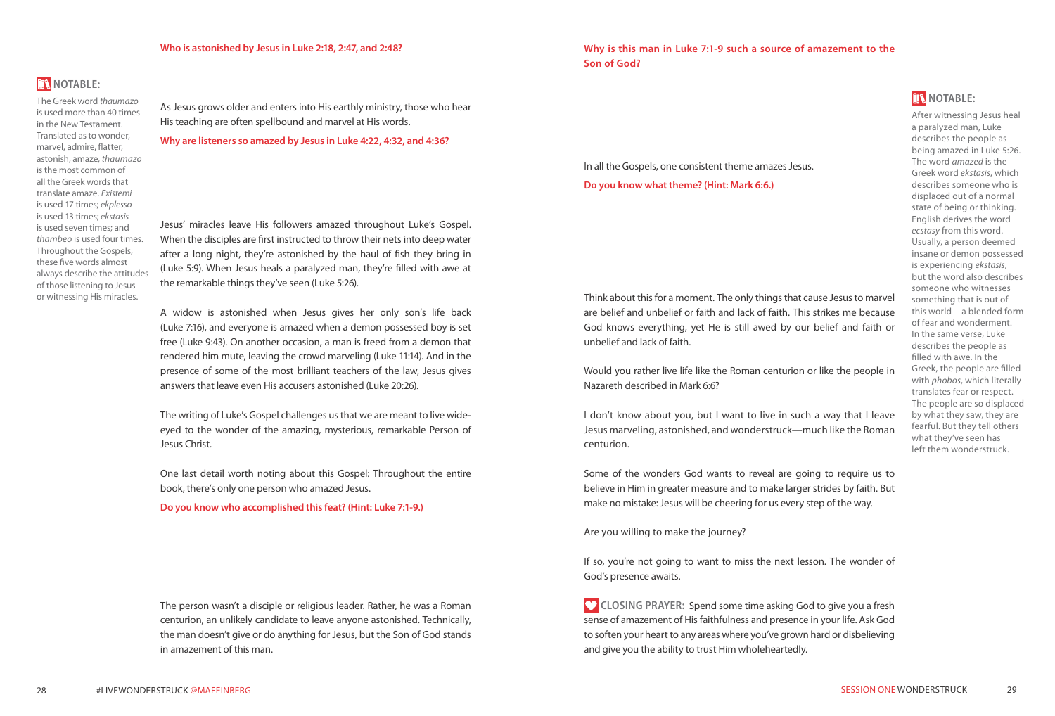**Who is astonished by Jesus in Luke 2:18, 2:47, and 2:48?**

**NOTABLE:**

The Greek word *thaumazo* is used more than 40 times in the New Testament. Translated as to wonder, marvel, admire, flatter, astonish, amaze, *thaumazo* is the most common of all the Greek words that translate amaze. *Existemi* is used 17 times; *ekplesso* is used 13 times; *ekstasis* is used seven times; and *thambeo* is used four times. Throughout the Gospels, these five words almost always describe the attitudes of those listening to Jesus or witnessing His miracles.

As Jesus grows older and enters into His earthly ministry, those who hear His teaching are often spellbound and marvel at His words.

**Why are listeners so amazed by Jesus in Luke 4:22, 4:32, and 4:36?**

Jesus' miracles leave His followers amazed throughout Luke's Gospel. When the disciples are first instructed to throw their nets into deep water after a long night, they're astonished by the haul of fish they bring in (Luke 5:9). When Jesus heals a paralyzed man, they're filled with awe at the remarkable things they've seen (Luke 5:26).

A widow is astonished when Jesus gives her only son's life back (Luke 7:16), and everyone is amazed when a demon possessed boy is set free (Luke 9:43). On another occasion, a man is freed from a demon that rendered him mute, leaving the crowd marveling (Luke 11:14). And in the presence of some of the most brilliant teachers of the law, Jesus gives answers that leave even His accusers astonished (Luke 20:26).

The writing of Luke's Gospel challenges us that we are meant to live wide-eyed to the wonder of the amazing, mysterious, remarkable Person of Jesus Christ.

One last detail worth noting about this Gospel: Throughout the entire book, there's only one person who amazed Jesus.

**Do you know who accomplished this feat? (Hint: Luke 7:1-9.)**

The person wasn't a disciple or religious leader. Rather, he was a Roman centurion, an unlikely candidate to leave anyone astonished. Technically, the man doesn't give or do anything for Jesus, but the Son of God stands in amazement of this man.

**Why is this man in Luke 7:1-9 such a source of amazement to the Son of God?**

In all the Gospels, one consistent theme amazes Jesus.

**Do you know what theme? (Hint: Mark 6:6.)**

Think about this for a moment. The only things that cause Jesus to marvel are belief and unbelief or faith and lack of faith. This strikes me because God knows everything, yet He is still awed by our belief and faith or unbelief and lack of faith.

Would you rather live life like the Roman centurion or like the people in Nazareth described in Mark 6:6?

I don't know about you, but I want to live in such a way that I leave Jesus marveling, astonished, and wonderstruck—much like the Roman centurion.

Some of the wonders God wants to reveal are going to require us to believe in Him in greater measure and to make larger strides by faith. But make no mistake: Jesus will be cheering for us every step of the way.

Are you willing to make the journey?

If so, you're not going to want to miss the next lesson. The wonder of God's presence awaits.

**NOTABLE:**

After witnessing Jesus heal a paralyzed man, Luke describes the people as being amazed in Luke 5:26. The word *amazed* is the Greek word *ekstasis*, which describes someone who is displaced out of a normal state of being or thinking. English derives the word *ecstasy* from this word. Usually, a person deemed insane or demon possessed is experiencing *ekstasis*, but the word also describes someone who witnesses something that is out of this world—a blended form of fear and wonderment. In the same verse, Luke describes the people as filled with awe. In the Greek, the people are filled with *phobos*, which literally translates fear or respect. The people are so displaced by what they saw, they are fearful. But they tell others what they've seen has left them wonderstruck.

**CLOSING PRAYER:** Spend some time asking God to give you a fresh sense of amazement of His faithfulness and presence in your life. Ask God to soften your heart to any areas where you've grown hard or disbelieving and give you the ability to trust Him wholeheartedly.